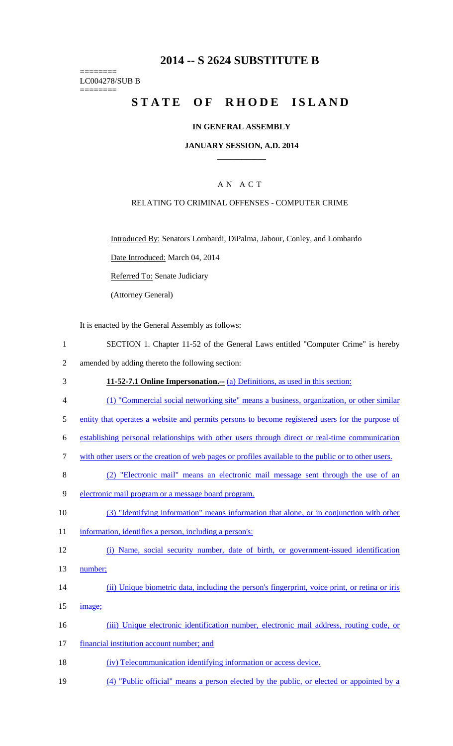# 2014 -- S 2624 SUBSTITUTE B

========
LC004278/SUB B
========

# STATE OF RHODE ISLAND

### IN GENERAL ASSEMBLY

### JANUARY SESSION, A.D. 2014

## AN ACT

RELATING TO CRIMINAL OFFENSES - COMPUTER CRIME

Introduced By: Senators Lombardi, DiPalma, Jabour, Conley, and Lombardo

Date Introduced: March 04, 2014

Referred To: Senate Judiciary

(Attorney General)

It is enacted by the General Assembly as follows:

1 SECTION 1. Chapter 11-52 of the General Laws entitled "Computer Crime" is hereby
2 amended by adding thereto the following section:

3 **11-52-7.1 Online Impersonation.--** (a) Definitions, as used in this section:

4 (1) "Commercial social networking site" means a business, organization, or other similar
5 entity that operates a website and permits persons to become registered users for the purpose of
6 establishing personal relationships with other users through direct or real-time communication
7 with other users or the creation of web pages or profiles available to the public or to other users.

8 (2) "Electronic mail" means an electronic mail message sent through the use of an
9 electronic mail program or a message board program.

10 (3) "Identifying information" means information that alone, or in conjunction with other
11 information, identifies a person, including a person's:

12 (i) Name, social security number, date of birth, or government-issued identification
13 number;

14 (ii) Unique biometric data, including the person's fingerprint, voice print, or retina or iris
15 image;

16 (iii) Unique electronic identification number, electronic mail address, routing code, or
17 financial institution account number; and

18 (iv) Telecommunication identifying information or access device.

19 (4) "Public official" means a person elected by the public, or elected or appointed by a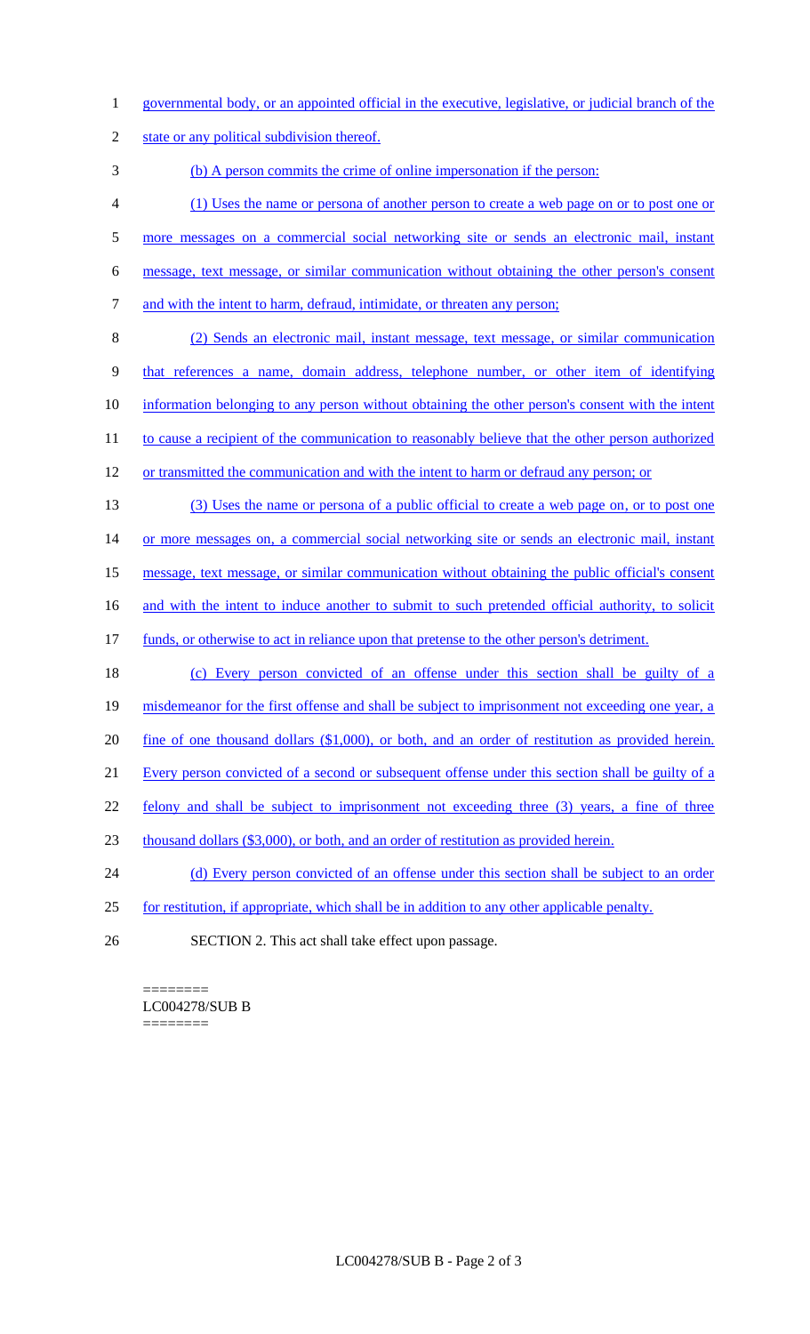governmental body, or an appointed official in the executive, legislative, or judicial branch of the state or any political subdivision thereof.

(b) A person commits the crime of online impersonation if the person:

(1) Uses the name or persona of another person to create a web page on or to post one or more messages on a commercial social networking site or sends an electronic mail, instant message, text message, or similar communication without obtaining the other person's consent and with the intent to harm, defraud, intimidate, or threaten any person;

(2) Sends an electronic mail, instant message, text message, or similar communication that references a name, domain address, telephone number, or other item of identifying information belonging to any person without obtaining the other person's consent with the intent to cause a recipient of the communication to reasonably believe that the other person authorized or transmitted the communication and with the intent to harm or defraud any person; or

(3) Uses the name or persona of a public official to create a web page on, or to post one or more messages on, a commercial social networking site or sends an electronic mail, instant message, text message, or similar communication without obtaining the public official's consent and with the intent to induce another to submit to such pretended official authority, to solicit funds, or otherwise to act in reliance upon that pretense to the other person's detriment.

(c) Every person convicted of an offense under this section shall be guilty of a misdemeanor for the first offense and shall be subject to imprisonment not exceeding one year, a fine of one thousand dollars ($1,000), or both, and an order of restitution as provided herein. Every person convicted of a second or subsequent offense under this section shall be guilty of a felony and shall be subject to imprisonment not exceeding three (3) years, a fine of three thousand dollars ($3,000), or both, and an order of restitution as provided herein.

(d) Every person convicted of an offense under this section shall be subject to an order for restitution, if appropriate, which shall be in addition to any other applicable penalty.

SECTION 2. This act shall take effect upon passage.

========
LC004278/SUB B
========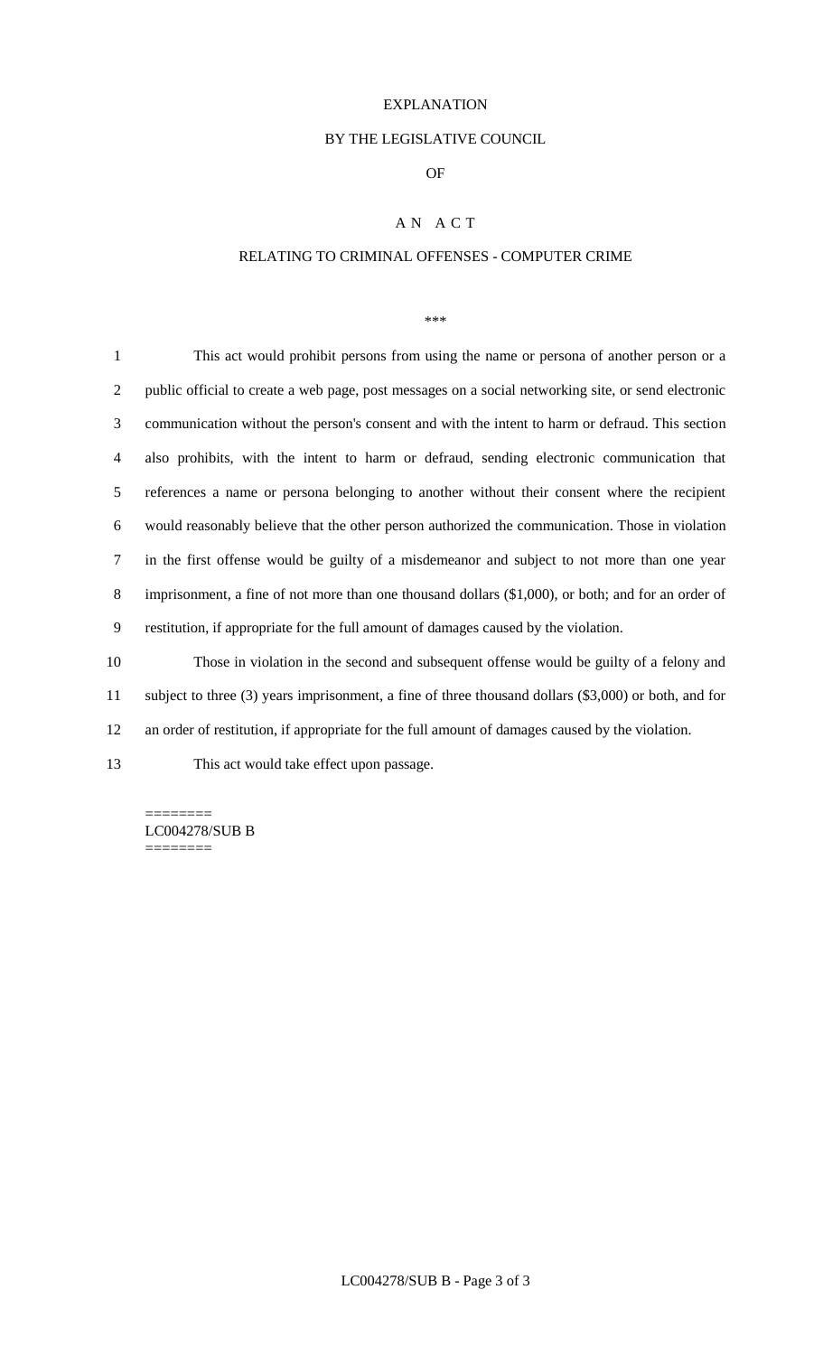EXPLANATION

BY THE LEGISLATIVE COUNCIL

OF

A N A C T

RELATING TO CRIMINAL OFFENSES - COMPUTER CRIME

\*\*\*

This act would prohibit persons from using the name or persona of another person or a public official to create a web page, post messages on a social networking site, or send electronic communication without the person's consent and with the intent to harm or defraud. This section also prohibits, with the intent to harm or defraud, sending electronic communication that references a name or persona belonging to another without their consent where the recipient would reasonably believe that the other person authorized the communication. Those in violation in the first offense would be guilty of a misdemeanor and subject to not more than one year imprisonment, a fine of not more than one thousand dollars ($1,000), or both; and for an order of restitution, if appropriate for the full amount of damages caused by the violation.

Those in violation in the second and subsequent offense would be guilty of a felony and subject to three (3) years imprisonment, a fine of three thousand dollars ($3,000) or both, and for an order of restitution, if appropriate for the full amount of damages caused by the violation.

This act would take effect upon passage.

========
LC004278/SUB B
========